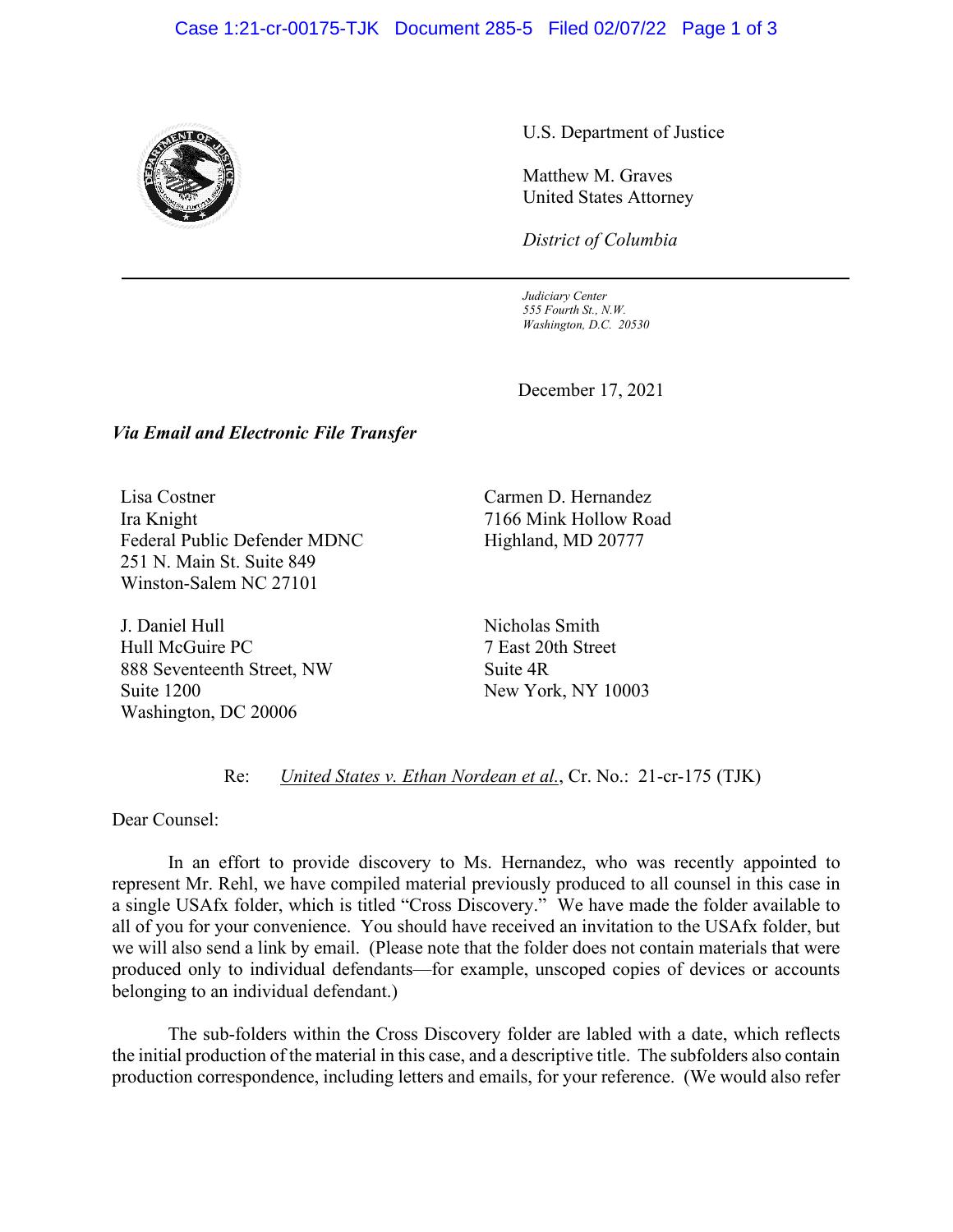U.S. Department of Justice

Matthew M. Graves
United States Attorney

*District of Columbia*

*Judiciary Center*
*555 Fourth St., N.W.*
*Washington, D.C. 20530*

December 17, 2021

***Via Email and Electronic File Transfer***

Lisa Costner
Ira Knight
Federal Public Defender MDNC
251 N. Main St. Suite 849
Winston-Salem NC 27101

Carmen D. Hernandez
7166 Mink Hollow Road
Highland, MD 20777

J. Daniel Hull
Hull McGuire PC
888 Seventeenth Street, NW
Suite 1200
Washington, DC 20006

Nicholas Smith
7 East 20th Street
Suite 4R
New York, NY 10003

Re: *United States v. Ethan Nordean et al.*, Cr. No.: 21-cr-175 (TJK)

Dear Counsel:

In an effort to provide discovery to Ms. Hernandez, who was recently appointed to represent Mr. Rehl, we have compiled material previously produced to all counsel in this case in a single USAfx folder, which is titled "Cross Discovery." We have made the folder available to all of you for your convenience. You should have received an invitation to the USAfx folder, but we will also send a link by email. (Please note that the folder does not contain materials that were produced only to individual defendants—for example, unscoped copies of devices or accounts belonging to an individual defendant.)

The sub-folders within the Cross Discovery folder are labled with a date, which reflects the initial production of the material in this case, and a descriptive title. The subfolders also contain production correspondence, including letters and emails, for your reference. (We would also refer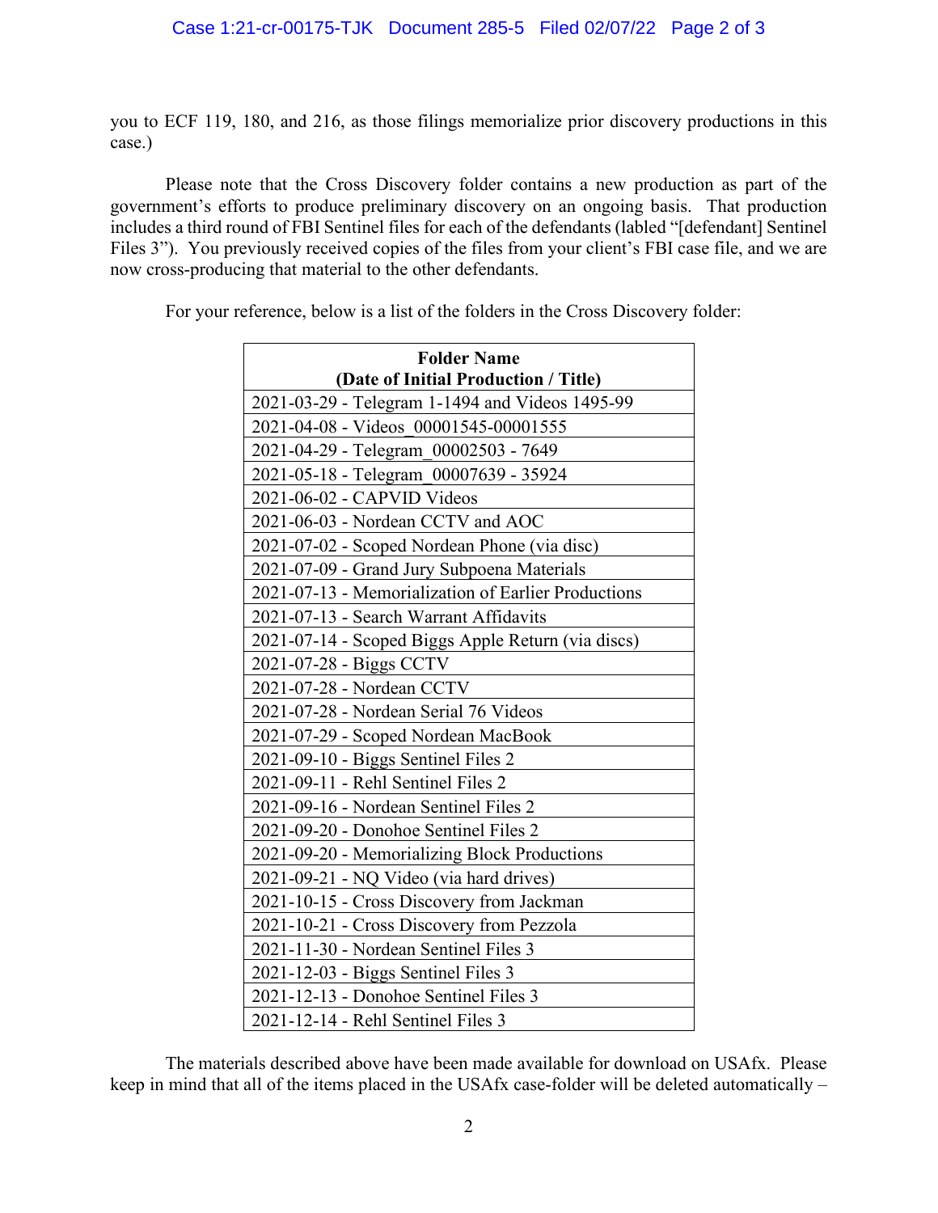you to ECF 119, 180, and 216, as those filings memorialize prior discovery productions in this case.)

Please note that the Cross Discovery folder contains a new production as part of the government's efforts to produce preliminary discovery on an ongoing basis. That production includes a third round of FBI Sentinel files for each of the defendants (labled "[defendant] Sentinel Files 3"). You previously received copies of the files from your client's FBI case file, and we are now cross-producing that material to the other defendants.

For your reference, below is a list of the folders in the Cross Discovery folder:

| **Folder Name (Date of Initial Production / Title)** |
|---|
| 2021-03-29 - Telegram 1-1494 and Videos 1495-99 |
| 2021-04-08 - Videos_00001545-00001555 |
| 2021-04-29 - Telegram_00002503 - 7649 |
| 2021-05-18 - Telegram_00007639 - 35924 |
| 2021-06-02 - CAPVID Videos |
| 2021-06-03 - Nordean CCTV and AOC |
| 2021-07-02 - Scoped Nordean Phone (via disc) |
| 2021-07-09 - Grand Jury Subpoena Materials |
| 2021-07-13 - Memorialization of Earlier Productions |
| 2021-07-13 - Search Warrant Affidavits |
| 2021-07-14 - Scoped Biggs Apple Return (via discs) |
| 2021-07-28 - Biggs CCTV |
| 2021-07-28 - Nordean CCTV |
| 2021-07-28 - Nordean Serial 76 Videos |
| 2021-07-29 - Scoped Nordean MacBook |
| 2021-09-10 - Biggs Sentinel Files 2 |
| 2021-09-11 - Rehl Sentinel Files 2 |
| 2021-09-16 - Nordean Sentinel Files 2 |
| 2021-09-20 - Donohoe Sentinel Files 2 |
| 2021-09-20 - Memorializing Block Productions |
| 2021-09-21 - NQ Video (via hard drives) |
| 2021-10-15 - Cross Discovery from Jackman |
| 2021-10-21 - Cross Discovery from Pezzola |
| 2021-11-30 - Nordean Sentinel Files 3 |
| 2021-12-03 - Biggs Sentinel Files 3 |
| 2021-12-13 - Donohoe Sentinel Files 3 |
| 2021-12-14 - Rehl Sentinel Files 3 |

The materials described above have been made available for download on USAfx. Please keep in mind that all of the items placed in the USAfx case-folder will be deleted automatically –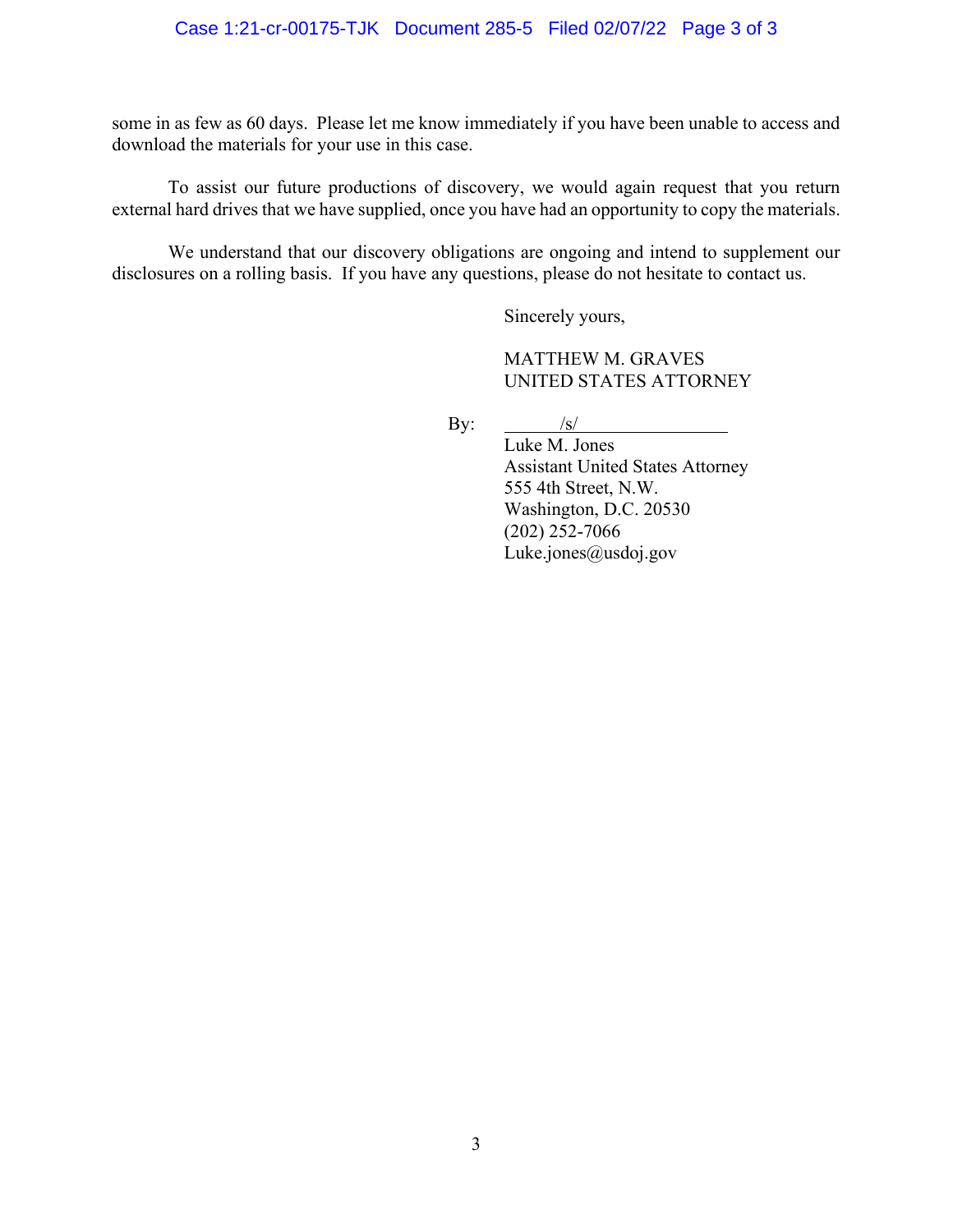some in as few as 60 days. Please let me know immediately if you have been unable to access and download the materials for your use in this case.

To assist our future productions of discovery, we would again request that you return external hard drives that we have supplied, once you have had an opportunity to copy the materials.

We understand that our discovery obligations are ongoing and intend to supplement our disclosures on a rolling basis. If you have any questions, please do not hesitate to contact us.

Sincerely yours,

MATTHEW M. GRAVES
UNITED STATES ATTORNEY

By: /s/
Luke M. Jones
Assistant United States Attorney
555 4th Street, N.W.
Washington, D.C. 20530
(202) 252-7066
Luke.jones@usdoj.gov